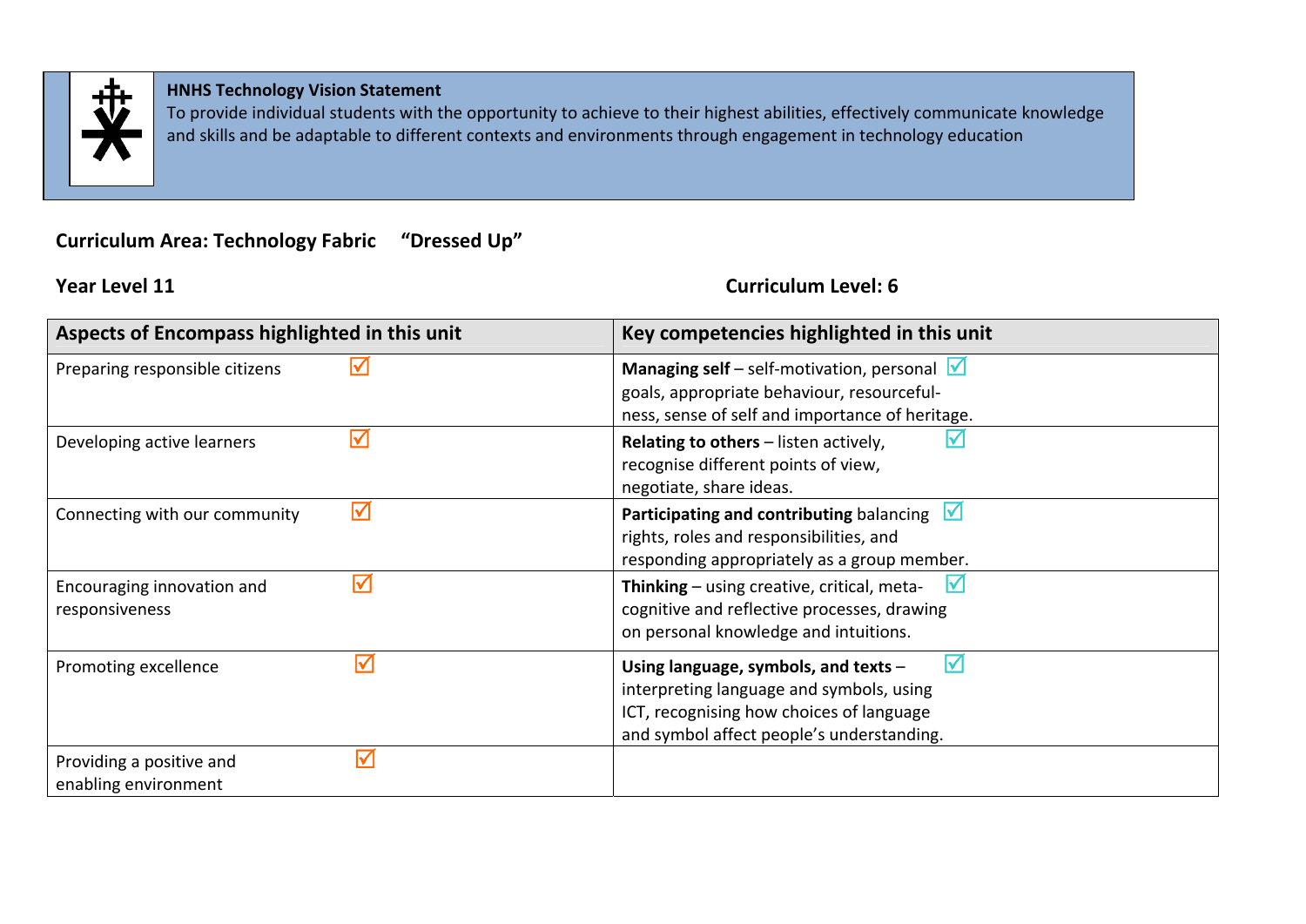**HNHS Technology Vision Statement**

To provide individual students with the opportunity to achieve to their highest abilities, effectively communicate knowledge and skills and be adaptable to different contexts and environments through engagement in technology education

**Curriculum Area: Technology Fabric "Dressed Up"**

**Year Level 11** **Curriculum Level: 6**

| Aspects of Encompass highlighted in this unit | | Key competencies highlighted in this unit | |
|---|---|---|---|
| Preparing responsible citizens | ☑ | **Managing self** – self-motivation, personal goals, appropriate behaviour, resourceful-ness, sense of self and importance of heritage. | ☑ |
| Developing active learners | ☑ | **Relating to others** – listen actively, recognise different points of view, negotiate, share ideas. | ☑ |
| Connecting with our community | ☑ | **Participating and contributing** balancing rights, roles and responsibilities, and responding appropriately as a group member. | ☑ |
| Encouraging innovation and responsiveness | ☑ | **Thinking** – using creative, critical, meta-cognitive and reflective processes, drawing on personal knowledge and intuitions. | ☑ |
| Promoting excellence | ☑ | **Using language, symbols, and texts** – interpreting language and symbols, using ICT, recognising how choices of language and symbol affect people's understanding. | ☑ |
| Providing a positive and enabling environment | ☑ | | |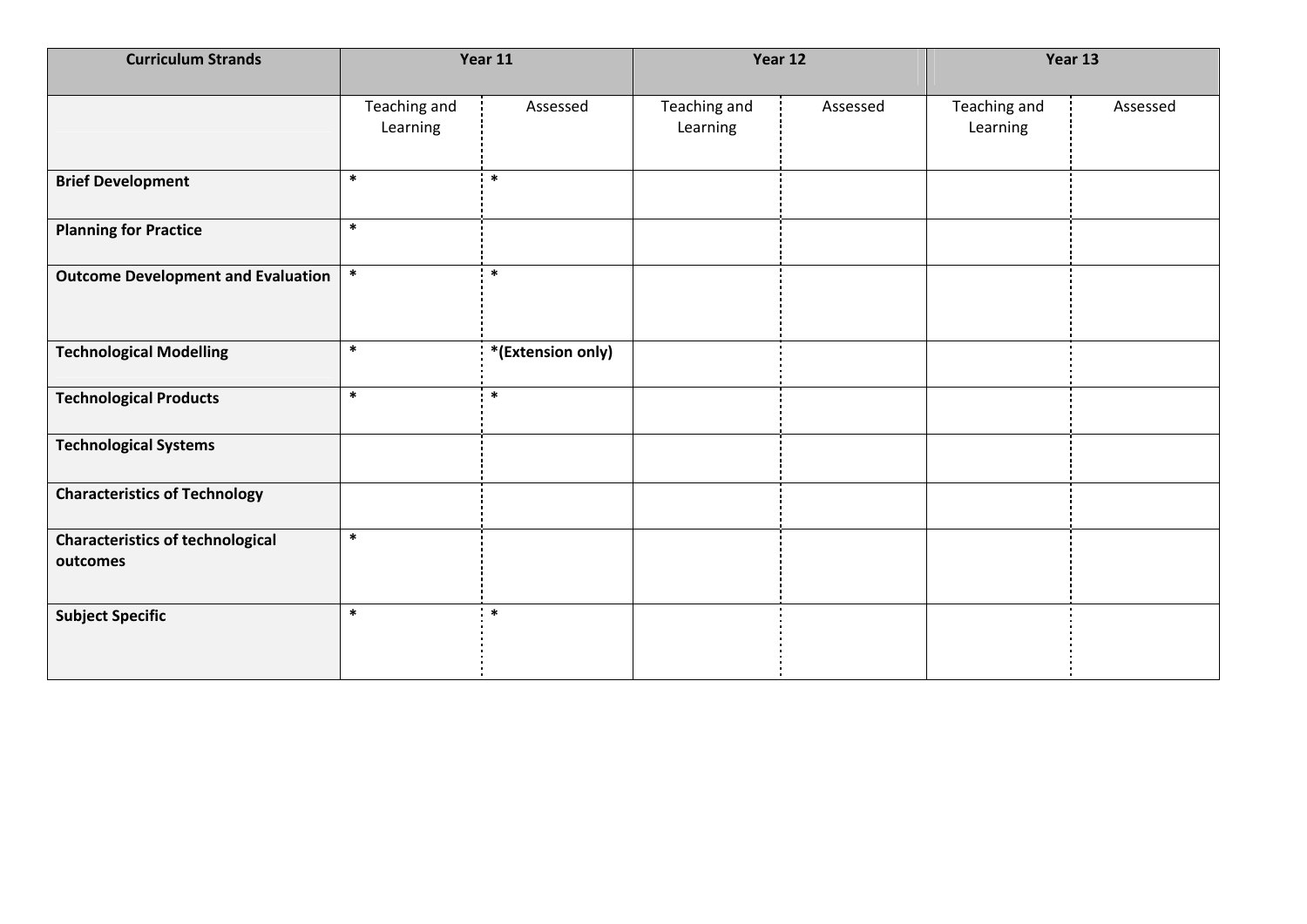| Curriculum Strands | Year 11 | | Year 12 | | Year 13 | |
|---|---|---|---|---|---|---|
| | Teaching and Learning | Assessed | Teaching and Learning | Assessed | Teaching and Learning | Assessed |
| **Brief Development** | * | * | | | | |
| **Planning for Practice** | * | | | | | |
| **Outcome Development and Evaluation** | * | * | | | | |
| **Technological Modelling** | * | ***(Extension only)** | | | | |
| **Technological Products** | * | * | | | | |
| **Technological Systems** | | | | | | |
| **Characteristics of Technology** | | | | | | |
| **Characteristics of technological outcomes** | * | | | | | |
| **Subject Specific** | * | * | | | | |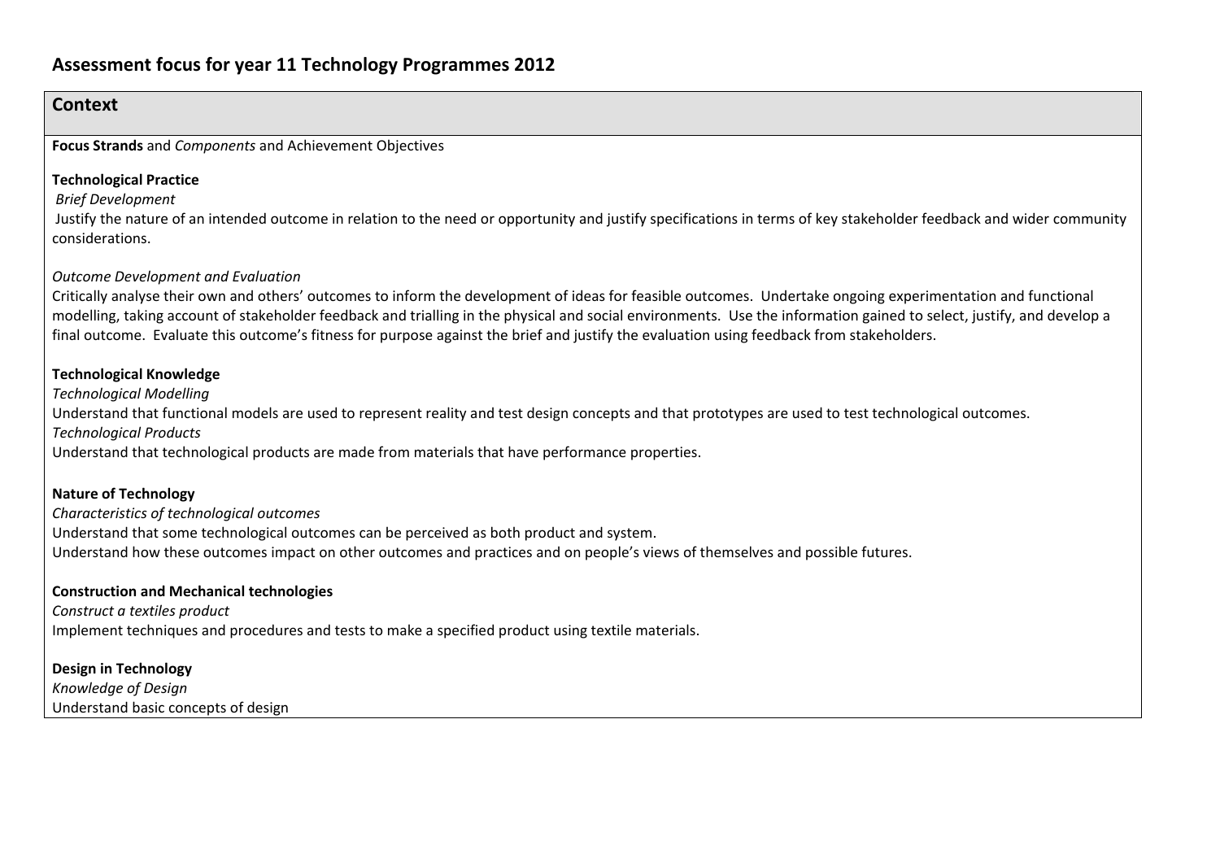# Assessment focus for year 11 Technology Programmes 2012

## Context

**Focus Strands** and *Components* and Achievement Objectives

**Technological Practice**

*Brief Development*

Justify the nature of an intended outcome in relation to the need or opportunity and justify specifications in terms of key stakeholder feedback and wider community considerations.

*Outcome Development and Evaluation*

Critically analyse their own and others' outcomes to inform the development of ideas for feasible outcomes. Undertake ongoing experimentation and functional modelling, taking account of stakeholder feedback and trialling in the physical and social environments. Use the information gained to select, justify, and develop a final outcome. Evaluate this outcome's fitness for purpose against the brief and justify the evaluation using feedback from stakeholders.

**Technological Knowledge**

*Technological Modelling*

Understand that functional models are used to represent reality and test design concepts and that prototypes are used to test technological outcomes.

*Technological Products*

Understand that technological products are made from materials that have performance properties.

**Nature of Technology**

*Characteristics of technological outcomes*

Understand that some technological outcomes can be perceived as both product and system.

Understand how these outcomes impact on other outcomes and practices and on people's views of themselves and possible futures.

**Construction and Mechanical technologies**

*Construct a textiles product*

Implement techniques and procedures and tests to make a specified product using textile materials.

**Design in Technology**

*Knowledge of Design*

Understand basic concepts of design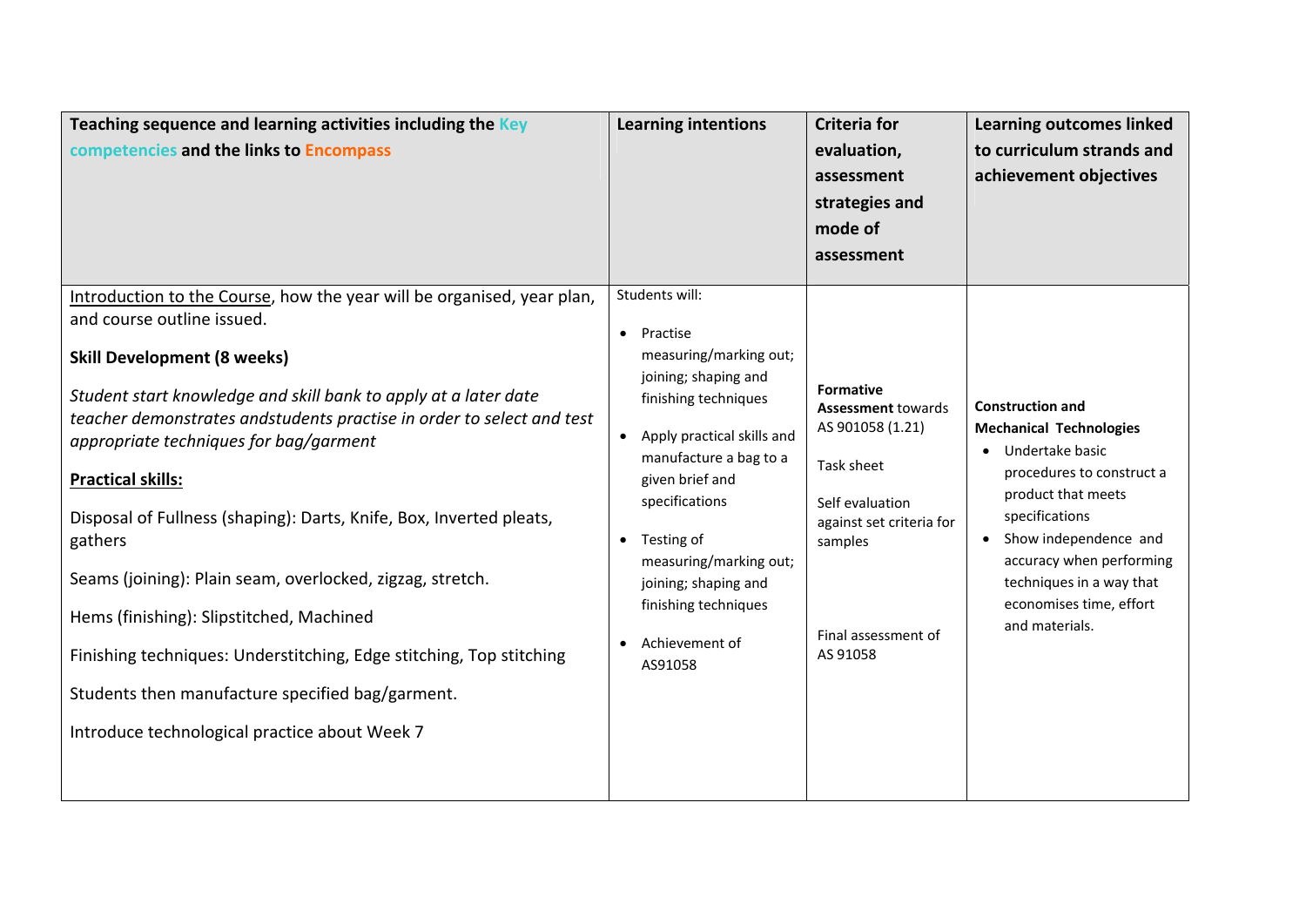| Teaching sequence and learning activities including the Key competencies and the links to Encompass | Learning intentions | Criteria for evaluation, assessment strategies and mode of assessment | Learning outcomes linked to curriculum strands and achievement objectives |
| --- | --- | --- | --- |
| Introduction to the Course, how the year will be organised, year plan, and course outline issued.<br><br>**Skill Development (8 weeks)**<br><br>*Student start knowledge and skill bank to apply at a later date teacher demonstrates andstudents practise in order to select and test appropriate techniques for bag/garment*<br><br>**Practical skills:**<br><br>Disposal of Fullness (shaping): Darts, Knife, Box, Inverted pleats, gathers<br><br>Seams (joining): Plain seam, overlocked, zigzag, stretch.<br><br>Hems (finishing): Slipstitched, Machined<br><br>Finishing techniques: Understitching, Edge stitching, Top stitching<br><br>Students then manufacture specified bag/garment.<br><br>Introduce technological practice about Week 7 | Students will:<br><br>• Practise measuring/marking out; joining; shaping and finishing techniques<br><br>• Apply practical skills and manufacture a bag to a given brief and specifications<br><br>• Testing of measuring/marking out; joining; shaping and finishing techniques<br><br>• Achievement of AS91058 | **Formative Assessment** towards AS 901058 (1.21)<br><br>Task sheet<br><br>Self evaluation against set criteria for samples<br><br>Final assessment of AS 91058 | **Construction and Mechanical Technologies**<br><br>• Undertake basic procedures to construct a product that meets specifications<br><br>• Show independence and accuracy when performing techniques in a way that economises time, effort and materials. |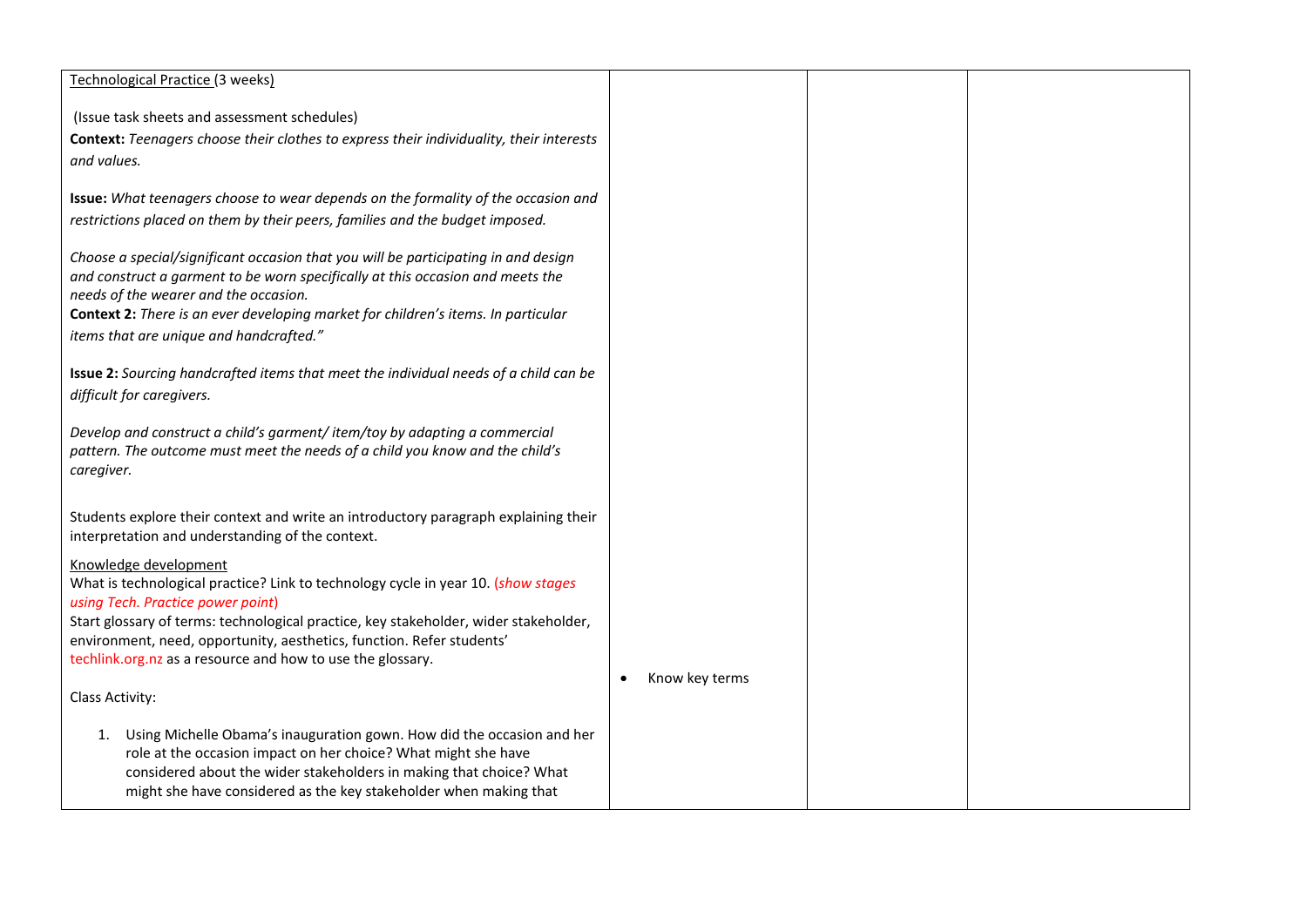| | | | |
|---|---|---|---|
| <u>Technological Practice (3 weeks)</u><br><br>(Issue task sheets and assessment schedules)<br>**Context:** *Teenagers choose their clothes to express their individuality, their interests and values.*<br><br>**Issue:** *What teenagers choose to wear depends on the formality of the occasion and restrictions placed on them by their peers, families and the budget imposed.*<br><br>*Choose a special/significant occasion that you will be participating in and design and construct a garment to be worn specifically at this occasion and meets the needs of the wearer and the occasion.*<br>**Context 2:** *There is an ever developing market for children's items. In particular items that are unique and handcrafted."*<br><br>**Issue 2:** *Sourcing handcrafted items that meet the individual needs of a child can be difficult for caregivers.*<br><br>*Develop and construct a child's garment/ item/toy by adapting a commercial pattern. The outcome must meet the needs of a child you know and the child's caregiver.*<br><br>Students explore their context and write an introductory paragraph explaining their interpretation and understanding of the context.<br><br><u>Knowledge development</u><br>What is technological practice? Link to technology cycle in year 10. (*show stages using Tech. Practice power point*)<br>Start glossary of terms: technological practice, key stakeholder, wider stakeholder, environment, need, opportunity, aesthetics, function. Refer students' techlink.org.nz as a resource and how to use the glossary.<br><br>Class Activity:<br><br>1. Using Michelle Obama's inauguration gown. How did the occasion and her role at the occasion impact on her choice? What might she have considered about the wider stakeholders in making that choice? What might she have considered as the key stakeholder when making that | • Know key terms | | |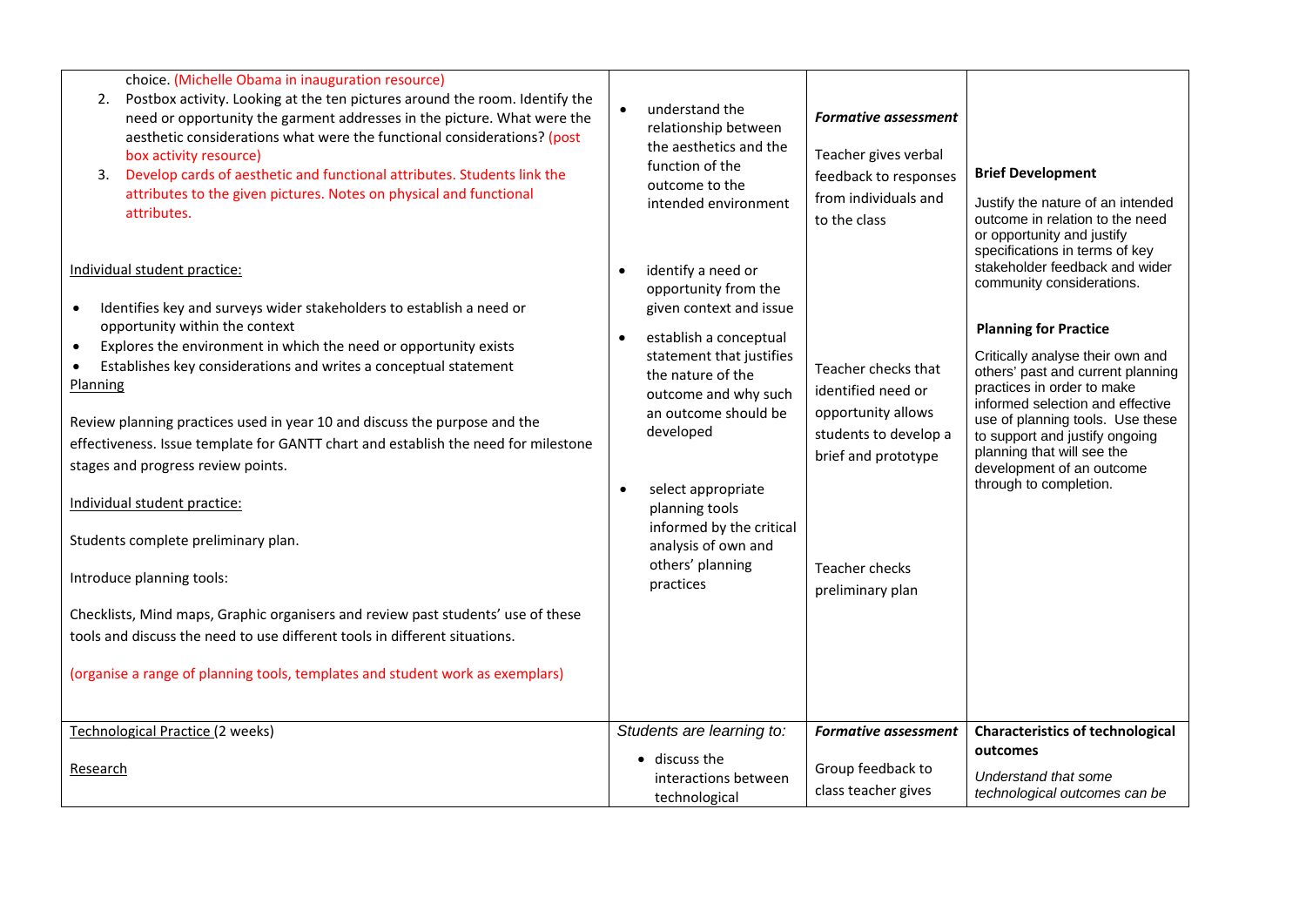| | | | |
|---|---|---|---|
| choice. (Michelle Obama in inauguration resource)<br>2. Postbox activity. Looking at the ten pictures around the room. Identify the need or opportunity the garment addresses in the picture. What were the aesthetic considerations what were the functional considerations? (post box activity resource)<br>3. Develop cards of aesthetic and functional attributes. Students link the attributes to the given pictures. Notes on physical and functional attributes.<br><br>Individual student practice:<br>• Identifies key and surveys wider stakeholders to establish a need or opportunity within the context<br>• Explores the environment in which the need or opportunity exists<br>• Establishes key considerations and writes a conceptual statement<br>Planning<br><br>Review planning practices used in year 10 and discuss the purpose and the effectiveness. Issue template for GANTT chart and establish the need for milestone stages and progress review points.<br><br>Individual student practice:<br><br>Students complete preliminary plan.<br><br>Introduce planning tools:<br><br>Checklists, Mind maps, Graphic organisers and review past students' use of these tools and discuss the need to use different tools in different situations.<br><br>(organise a range of planning tools, templates and student work as exemplars) | • understand the relationship between the aesthetics and the function of the outcome to the intended environment<br><br>• identify a need or opportunity from the given context and issue<br>• establish a conceptual statement that justifies the nature of the outcome and why such an outcome should be developed<br><br>• select appropriate planning tools informed by the critical analysis of own and others' planning practices | ***Formative assessment***<br><br>Teacher gives verbal feedback to responses from individuals and to the class<br><br>Teacher checks that identified need or opportunity allows students to develop a brief and prototype<br><br>Teacher checks preliminary plan | **Brief Development**<br><br>Justify the nature of an intended outcome in relation to the need or opportunity and justify specifications in terms of key stakeholder feedback and wider community considerations.<br><br>**Planning for Practice**<br><br>Critically analyse their own and others' past and current planning practices in order to make informed selection and effective use of planning tools. Use these to support and justify ongoing planning that will see the development of an outcome through to completion. |
| Technological Practice (2 weeks)<br><br>Research | *Students are learning to:*<br>• discuss the interactions between technological | ***Formative assessment***<br><br>Group feedback to class teacher gives | **Characteristics of technological outcomes**<br><br>*Understand that some technological outcomes can be* |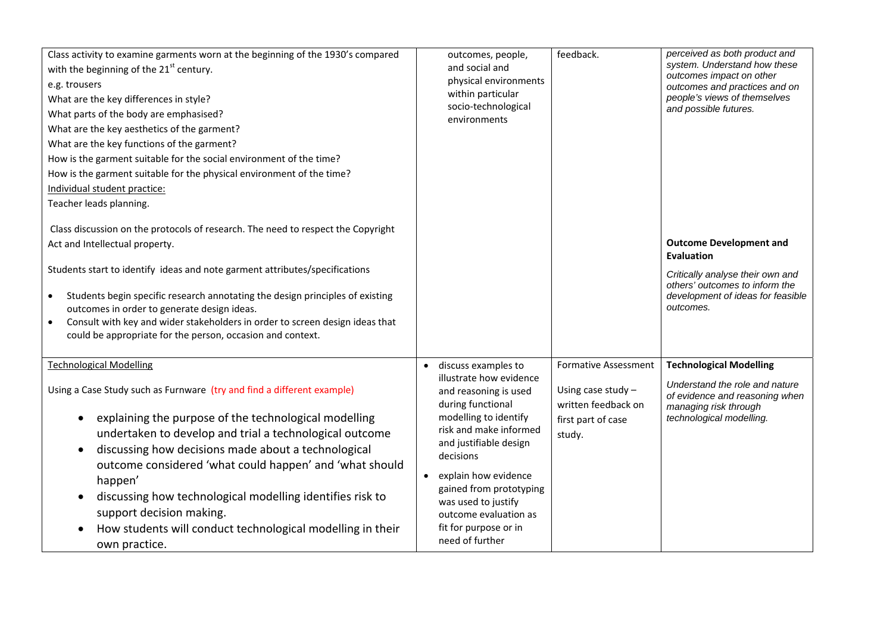| | | | |
|---|---|---|---|
| Class activity to examine garments worn at the beginning of the 1930's compared with the beginning of the 21st century.<br>e.g. trousers<br>What are the key differences in style?<br>What parts of the body are emphasised?<br>What are the key aesthetics of the garment?<br>What are the key functions of the garment?<br>How is the garment suitable for the social environment of the time?<br>How is the garment suitable for the physical environment of the time?<br>Individual student practice:<br>Teacher leads planning.<br><br>Class discussion on the protocols of research. The need to respect the Copyright Act and Intellectual property.<br><br>Students start to identify ideas and note garment attributes/specifications<br><br>• Students begin specific research annotating the design principles of existing outcomes in order to generate design ideas.<br>• Consult with key and wider stakeholders in order to screen design ideas that could be appropriate for the person, occasion and context. | outcomes, people, and social and physical environments within particular socio-technological environments | feedback. | *perceived as both product and system. Understand how these outcomes impact on other outcomes and practices and on people's views of themselves and possible futures.*<br><br>**Outcome Development and Evaluation**<br><br>*Critically analyse their own and others' outcomes to inform the development of ideas for feasible outcomes.* |
| Technological Modelling<br><br>Using a Case Study such as Furnware (try and find a different example)<br><br>• explaining the purpose of the technological modelling undertaken to develop and trial a technological outcome<br>• discussing how decisions made about a technological outcome considered 'what could happen' and 'what should happen'<br>• discussing how technological modelling identifies risk to support decision making.<br>• How students will conduct technological modelling in their own practice. | • discuss examples to illustrate how evidence and reasoning is used during functional modelling to identify risk and make informed and justifiable design decisions<br>• explain how evidence gained from prototyping was used to justify outcome evaluation as fit for purpose or in need of further | Formative Assessment<br><br>Using case study – written feedback on first part of case study. | **Technological Modelling**<br><br>*Understand the role and nature of evidence and reasoning when managing risk through technological modelling.* |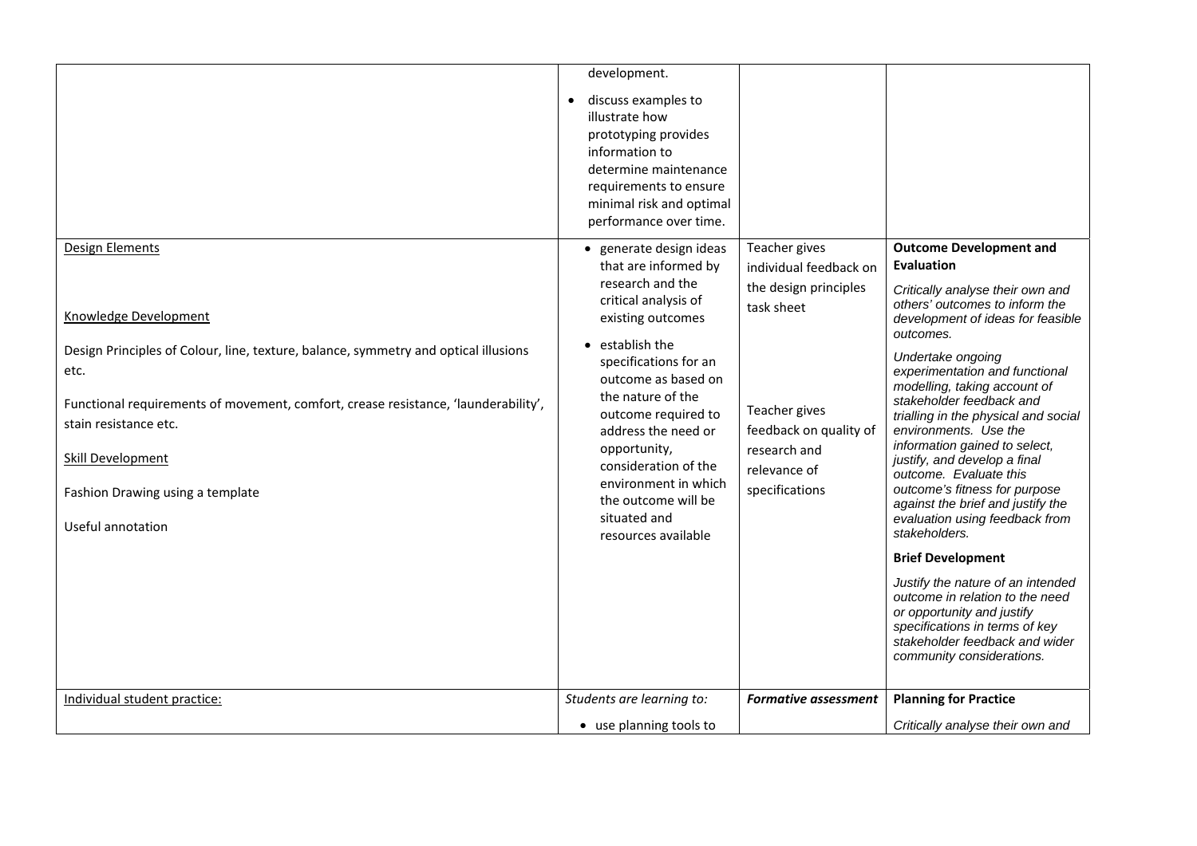| | | | |
|---|---|---|---|
| | development.<br>• discuss examples to illustrate how prototyping provides information to determine maintenance requirements to ensure minimal risk and optimal performance over time. | | |
| Design Elements<br><br>Knowledge Development<br><br>Design Principles of Colour, line, texture, balance, symmetry and optical illusions etc.<br><br>Functional requirements of movement, comfort, crease resistance, 'launderability', stain resistance etc.<br><br>Skill Development<br><br>Fashion Drawing using a template<br><br>Useful annotation | • generate design ideas that are informed by research and the critical analysis of existing outcomes<br>• establish the specifications for an outcome as based on the nature of the outcome required to address the need or opportunity, consideration of the environment in which the outcome will be situated and resources available | Teacher gives individual feedback on the design principles task sheet<br><br>Teacher gives feedback on quality of research and relevance of specifications | **Outcome Development and Evaluation**<br>*Critically analyse their own and others' outcomes to inform the development of ideas for feasible outcomes.*<br>*Undertake ongoing experimentation and functional modelling, taking account of stakeholder feedback and trialling in the physical and social environments. Use the information gained to select, justify, and develop a final outcome. Evaluate this outcome's fitness for purpose against the brief and justify the evaluation using feedback from stakeholders.*<br>**Brief Development**<br>*Justify the nature of an intended outcome in relation to the need or opportunity and justify specifications in terms of key stakeholder feedback and wider community considerations.* |
| Individual student practice: | *Students are learning to:*<br>• use planning tools to | ***Formative assessment*** | **Planning for Practice**<br>*Critically analyse their own and* |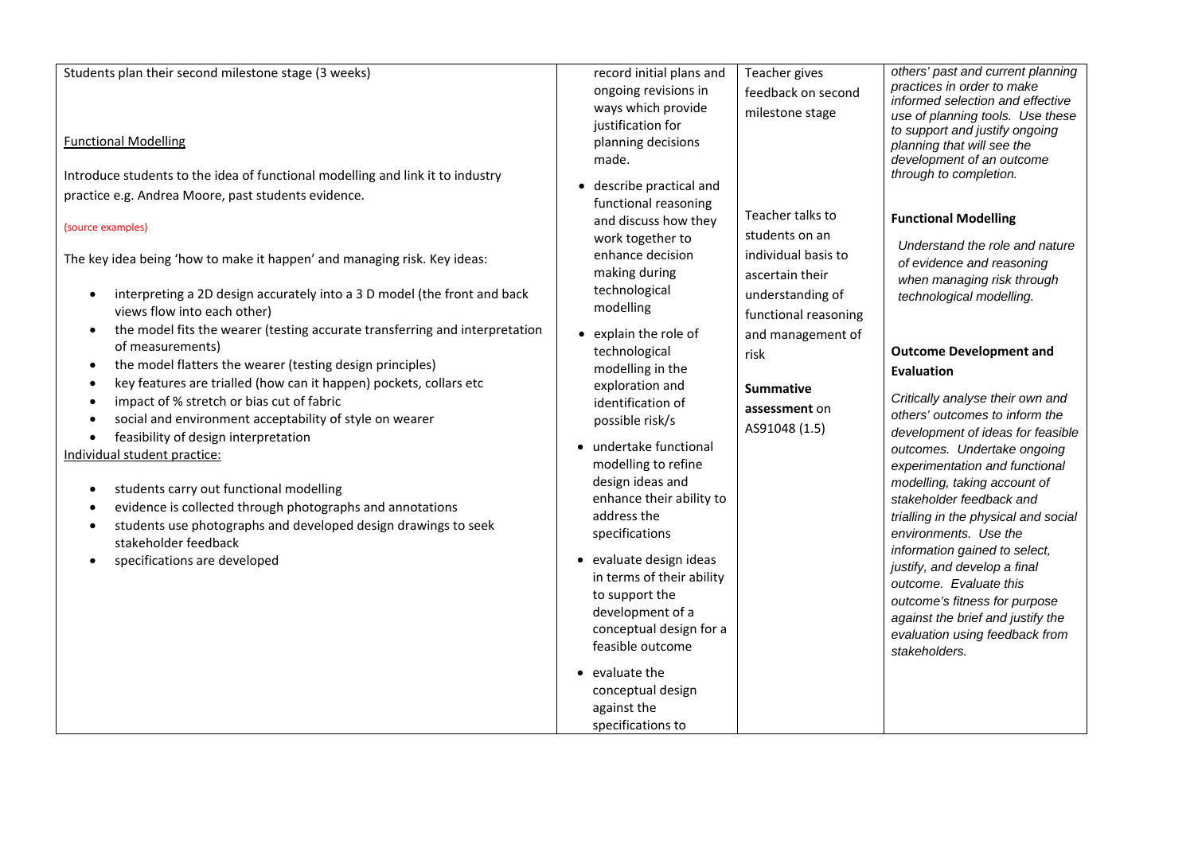| | | | |
|---|---|---|---|
| Students plan their second milestone stage (3 weeks)<br><br><u>Functional Modelling</u><br><br>Introduce students to the idea of functional modelling and link it to industry practice e.g. Andrea Moore, past students evidence.<br><br>(source examples)<br><br>The key idea being 'how to make it happen' and managing risk. Key ideas:<br><br>• interpreting a 2D design accurately into a 3 D model (the front and back views flow into each other)<br>• the model fits the wearer (testing accurate transferring and interpretation of measurements)<br>• the model flatters the wearer (testing design principles)<br>• key features are trialled (how can it happen) pockets, collars etc<br>• impact of % stretch or bias cut of fabric<br>• social and environment acceptability of style on wearer<br>• feasibility of design interpretation<br><br><u>Individual student practice:</u><br><br>• students carry out functional modelling<br>• evidence is collected through photographs and annotations<br>• students use photographs and developed design drawings to seek stakeholder feedback<br>• specifications are developed | record initial plans and ongoing revisions in ways which provide justification for planning decisions made.<br><br>• describe practical and functional reasoning and discuss how they work together to enhance decision making during technological modelling<br>• explain the role of technological modelling in the exploration and identification of possible risk/s<br>• undertake functional modelling to refine design ideas and enhance their ability to address the specifications<br>• evaluate design ideas in terms of their ability to support the development of a conceptual design for a feasible outcome<br>• evaluate the conceptual design against the specifications to | Teacher gives feedback on second milestone stage<br><br>Teacher talks to students on an individual basis to ascertain their understanding of functional reasoning and management of risk<br><br>**Summative assessment** on AS91048 (1.5) | *others' past and current planning practices in order to make informed selection and effective use of planning tools. Use these to support and justify ongoing planning that will see the development of an outcome through to completion.*<br><br>**Functional Modelling**<br><br>*Understand the role and nature of evidence and reasoning when managing risk through technological modelling.*<br><br>**Outcome Development and Evaluation**<br><br>*Critically analyse their own and others' outcomes to inform the development of ideas for feasible outcomes. Undertake ongoing experimentation and functional modelling, taking account of stakeholder feedback and trialling in the physical and social environments. Use the information gained to select, justify, and develop a final outcome. Evaluate this outcome's fitness for purpose against the brief and justify the evaluation using feedback from stakeholders.* |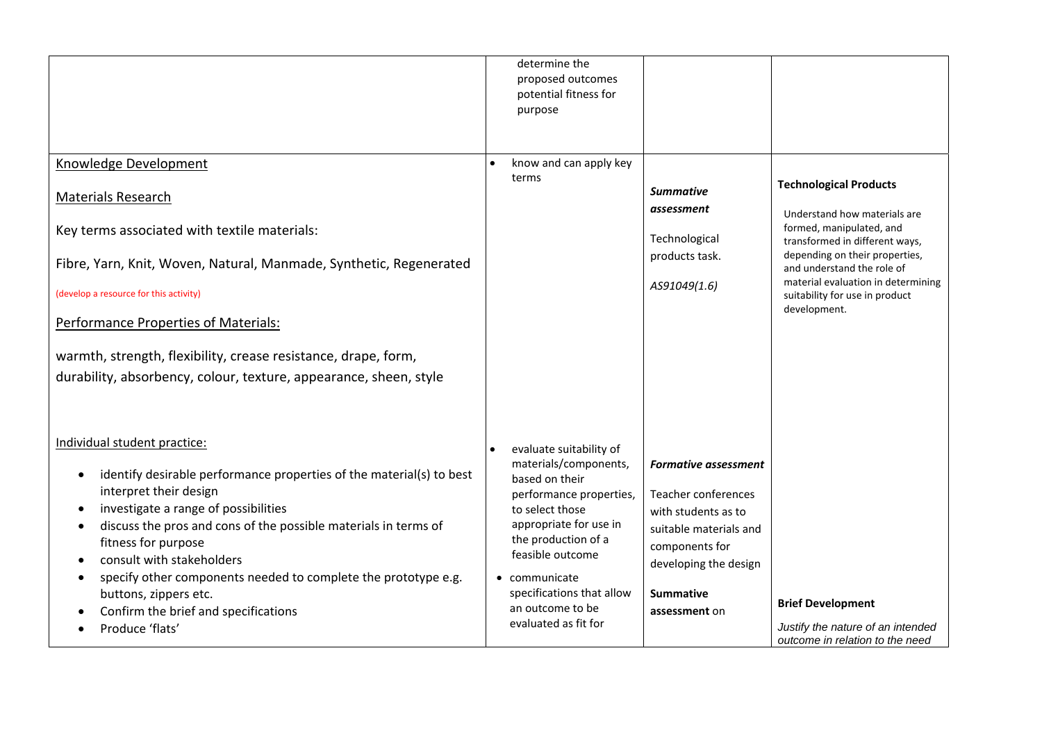| | | | |
|---|---|---|---|
| | determine the proposed outcomes potential fitness for purpose | | |
| Knowledge Development<br><br>Materials Research<br><br>Key terms associated with textile materials:<br><br>Fibre, Yarn, Knit, Woven, Natural, Manmade, Synthetic, Regenerated<br><br>(develop a resource for this activity)<br><br>Performance Properties of Materials:<br><br>warmth, strength, flexibility, crease resistance, drape, form, durability, absorbency, colour, texture, appearance, sheen, style | • know and can apply key terms | ***Summative assessment***<br><br>Technological products task.<br><br>*AS91049(1.6)* | **Technological Products**<br><br>Understand how materials are formed, manipulated, and transformed in different ways, depending on their properties, and understand the role of material evaluation in determining suitability for use in product development. |
| Individual student practice:<br><br>• identify desirable performance properties of the material(s) to best interpret their design<br>• investigate a range of possibilities<br>• discuss the pros and cons of the possible materials in terms of fitness for purpose<br>• consult with stakeholders<br>• specify other components needed to complete the prototype e.g. buttons, zippers etc.<br>• Confirm the brief and specifications<br>• Produce 'flats' | • evaluate suitability of materials/components, based on their performance properties, to select those appropriate for use in the production of a feasible outcome<br>• communicate specifications that allow an outcome to be evaluated as fit for | ***Formative assessment***<br><br>Teacher conferences with students as to suitable materials and components for developing the design<br><br>**Summative assessment** on | **Brief Development**<br><br>*Justify the nature of an intended outcome in relation to the need* |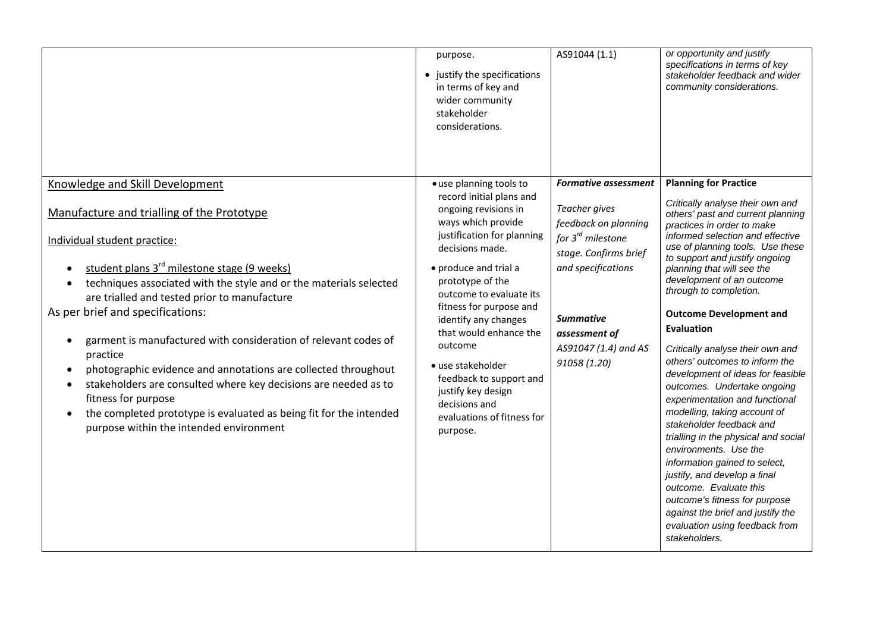| | | | |
|---|---|---|---|
| | purpose.<br>• justify the specifications in terms of key and wider community stakeholder considerations. | AS91044 (1.1) | *or opportunity and justify specifications in terms of key stakeholder feedback and wider community considerations.* |
| <u>Knowledge and Skill Development</u><br><br><u>Manufacture and trialling of the Prototype</u><br><br><u>Individual student practice:</u><br>• <u>student plans 3rd milestone stage (9 weeks)</u><br>• techniques associated with the style and or the materials selected are trialled and tested prior to manufacture<br><br>As per brief and specifications:<br>• garment is manufactured with consideration of relevant codes of practice<br>• photographic evidence and annotations are collected throughout<br>• stakeholders are consulted where key decisions are needed as to fitness for purpose<br>• the completed prototype is evaluated as being fit for the intended purpose within the intended environment | • use planning tools to record initial plans and ongoing revisions in ways which provide justification for planning decisions made.<br>• produce and trial a prototype of the outcome to evaluate its fitness for purpose and identify any changes that would enhance the outcome<br>• use stakeholder feedback to support and justify key design decisions and evaluations of fitness for purpose. | ***Formative assessment***<br><br>*Teacher gives feedback on planning for 3rd milestone stage. Confirms brief and specifications*<br><br>***Summative assessment of***<br>*AS91047 (1.4) and AS 91058 (1.20)* | **Planning for Practice**<br><br>*Critically analyse their own and others' past and current planning practices in order to make informed selection and effective use of planning tools. Use these to support and justify ongoing planning that will see the development of an outcome through to completion.*<br><br>**Outcome Development and Evaluation**<br><br>*Critically analyse their own and others' outcomes to inform the development of ideas for feasible outcomes. Undertake ongoing experimentation and functional modelling, taking account of stakeholder feedback and trialling in the physical and social environments. Use the information gained to select, justify, and develop a final outcome. Evaluate this outcome's fitness for purpose against the brief and justify the evaluation using feedback from stakeholders.* |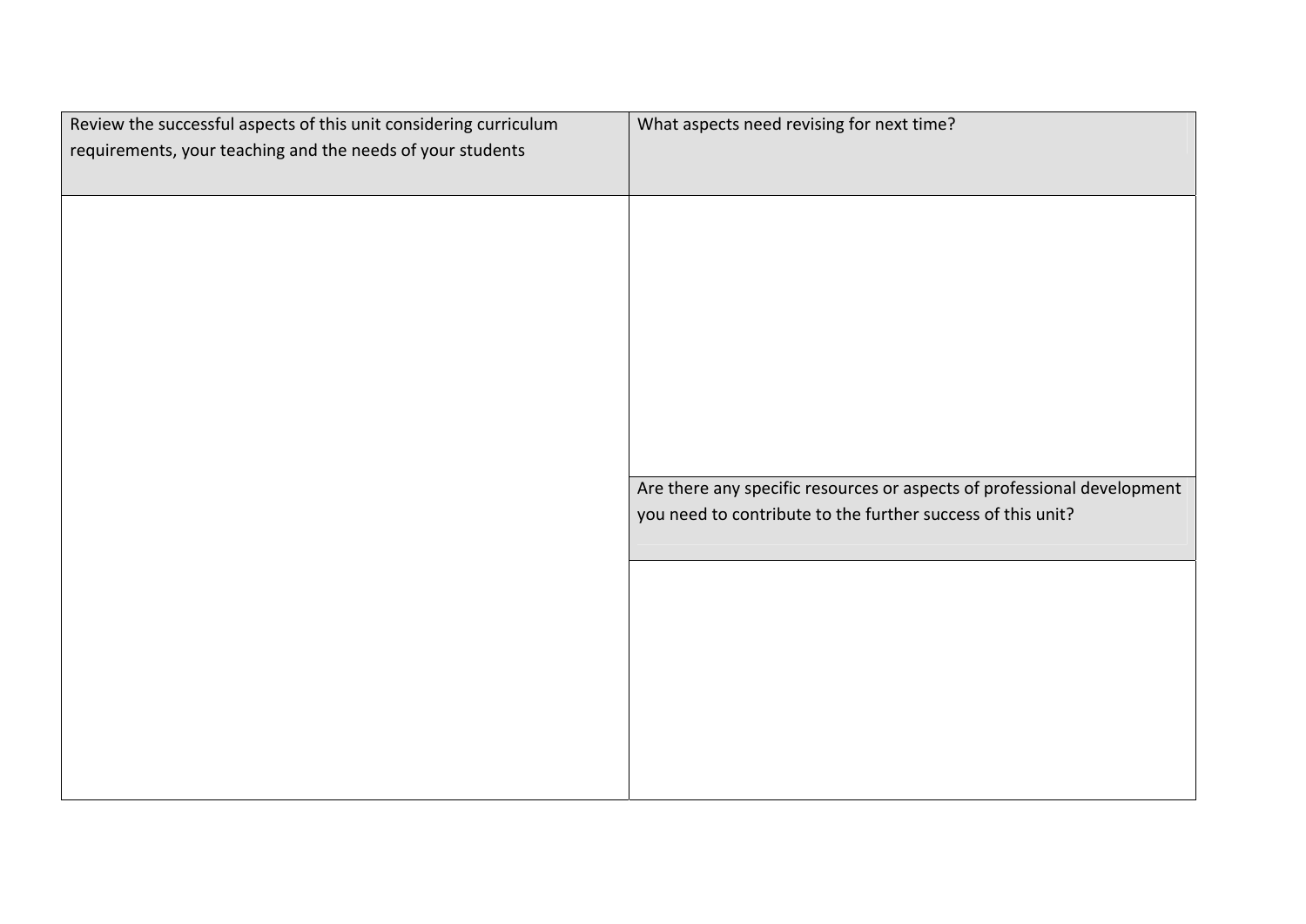| Review the successful aspects of this unit considering curriculum requirements, your teaching and the needs of your students | What aspects need revising for next time? |
| --- | --- |
| | |
| | Are there any specific resources or aspects of professional development you need to contribute to the further success of this unit? |
| | |